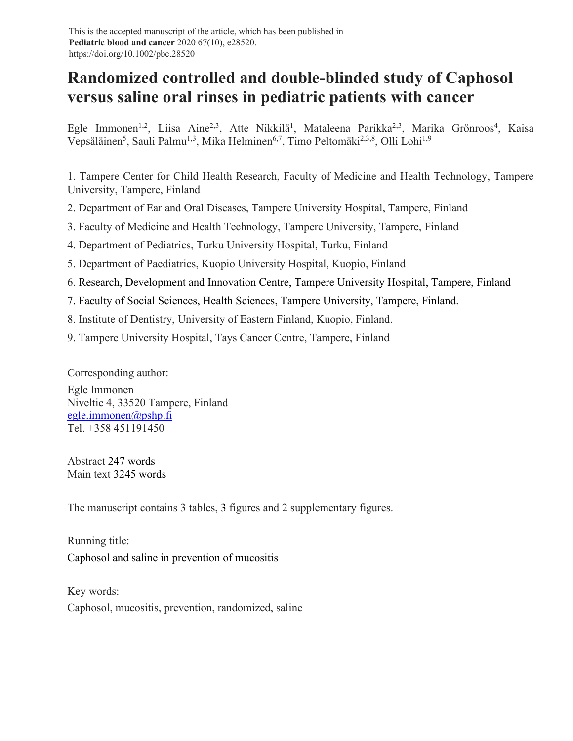This is the accepted manuscript of the article, which has been published in **Pediatric blood and cancer** 2020 67(10), e28520.
https://doi.org/10.1002/pbc.28520

# Randomized controlled and double-blinded study of Caphosol versus saline oral rinses in pediatric patients with cancer

Egle Immonen[1,2], Liisa Aine[2,3], Atte Nikkilä[1], Mataleena Parikka[2,3], Marika Grönroos[4], Kaisa Vepsäläinen[5], Sauli Palmu[1,3], Mika Helminen[6,7], Timo Peltomäki[2,3,8], Olli Lohi[1,9]

1. Tampere Center for Child Health Research, Faculty of Medicine and Health Technology, Tampere University, Tampere, Finland
2. Department of Ear and Oral Diseases, Tampere University Hospital, Tampere, Finland
3. Faculty of Medicine and Health Technology, Tampere University, Tampere, Finland
4. Department of Pediatrics, Turku University Hospital, Turku, Finland
5. Department of Paediatrics, Kuopio University Hospital, Kuopio, Finland
6. Research, Development and Innovation Centre, Tampere University Hospital, Tampere, Finland
7. Faculty of Social Sciences, Health Sciences, Tampere University, Tampere, Finland.
8. Institute of Dentistry, University of Eastern Finland, Kuopio, Finland.
9. Tampere University Hospital, Tays Cancer Centre, Tampere, Finland

Corresponding author:
Egle Immonen
Niveltie 4, 33520 Tampere, Finland
egle.immonen@pshp.fi
Tel. +358 451191450

Abstract 247 words
Main text 3245 words

The manuscript contains 3 tables, 3 figures and 2 supplementary figures.

Running title:
Caphosol and saline in prevention of mucositis

Key words:
Caphosol, mucositis, prevention, randomized, saline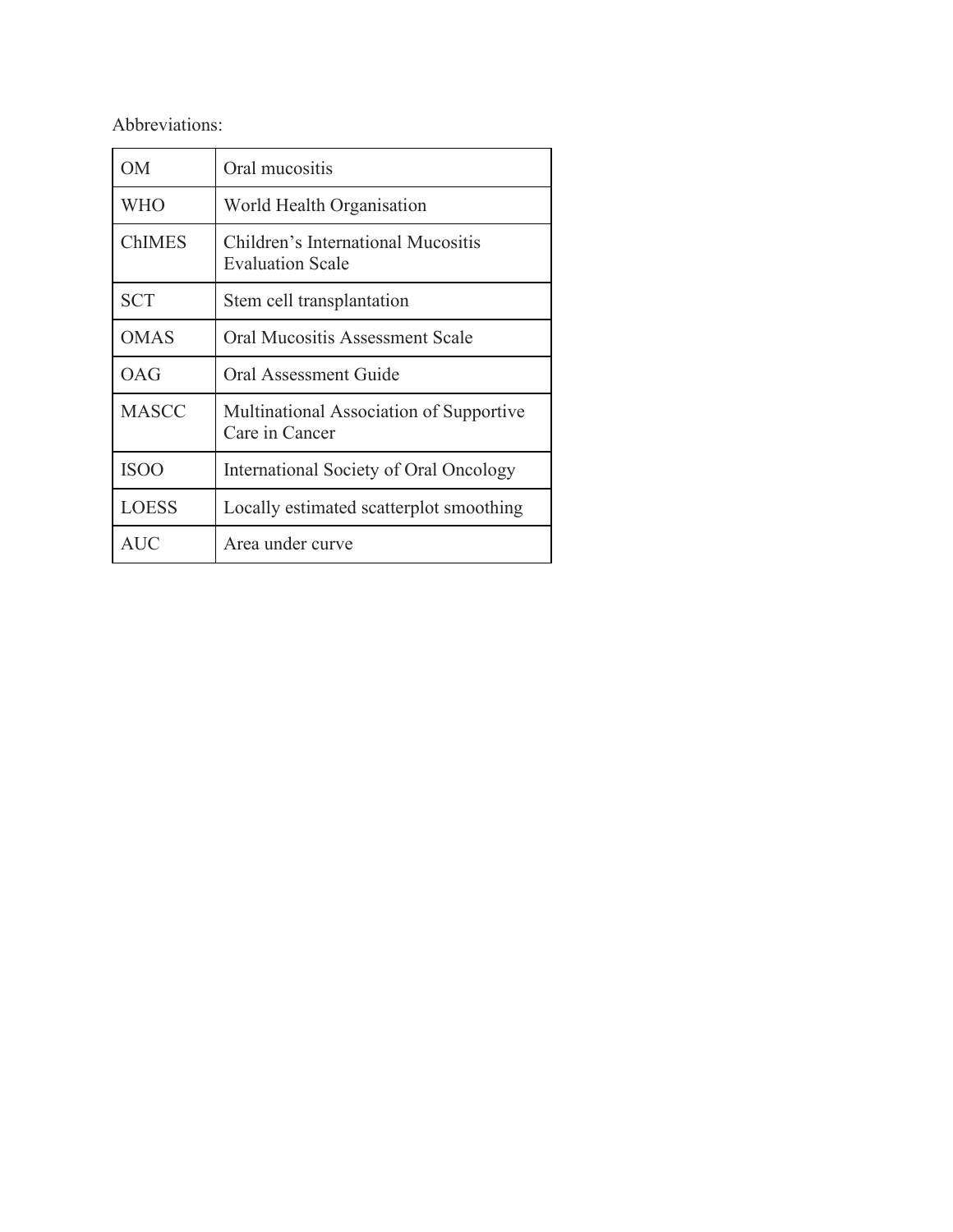Abbreviations:

| | |
|---|---|
| OM | Oral mucositis |
| WHO | World Health Organisation |
| ChIMES | Children's International Mucositis Evaluation Scale |
| SCT | Stem cell transplantation |
| OMAS | Oral Mucositis Assessment Scale |
| OAG | Oral Assessment Guide |
| MASCC | Multinational Association of Supportive Care in Cancer |
| ISOO | International Society of Oral Oncology |
| LOESS | Locally estimated scatterplot smoothing |
| AUC | Area under curve |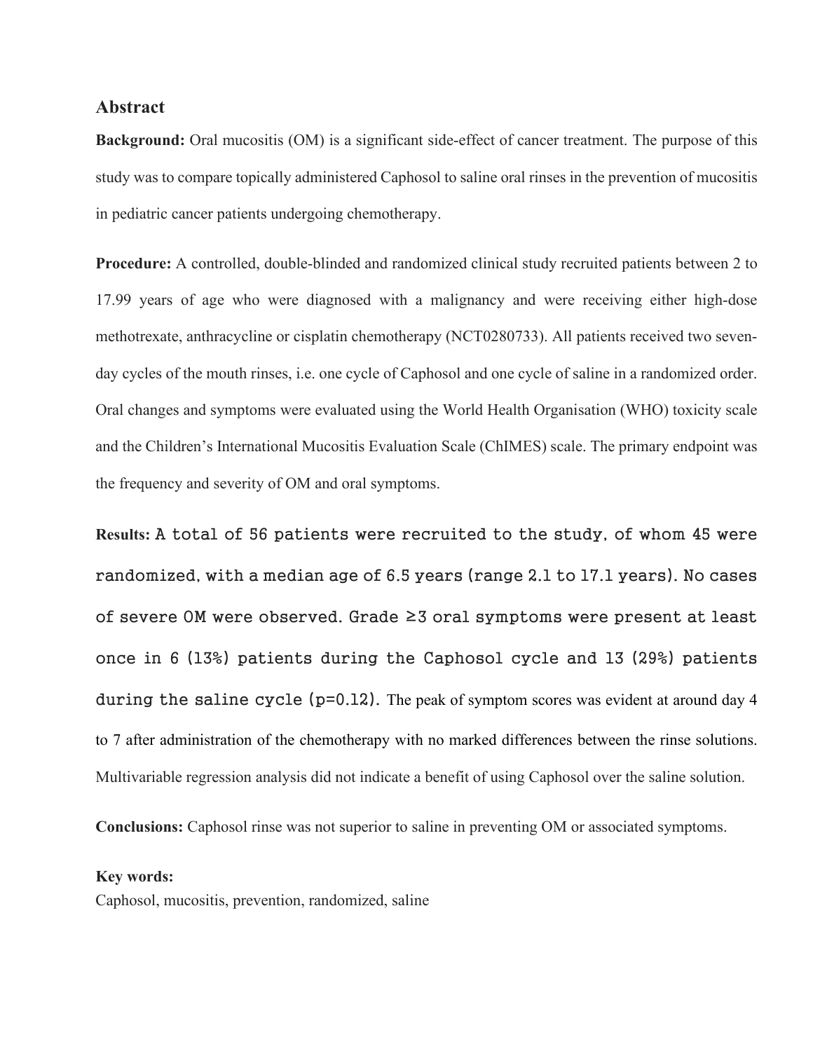## Abstract

**Background:** Oral mucositis (OM) is a significant side-effect of cancer treatment. The purpose of this study was to compare topically administered Caphosol to saline oral rinses in the prevention of mucositis in pediatric cancer patients undergoing chemotherapy.

**Procedure:** A controlled, double-blinded and randomized clinical study recruited patients between 2 to 17.99 years of age who were diagnosed with a malignancy and were receiving either high-dose methotrexate, anthracycline or cisplatin chemotherapy (NCT0280733). All patients received two seven-day cycles of the mouth rinses, i.e. one cycle of Caphosol and one cycle of saline in a randomized order. Oral changes and symptoms were evaluated using the World Health Organisation (WHO) toxicity scale and the Children's International Mucositis Evaluation Scale (ChIMES) scale. The primary endpoint was the frequency and severity of OM and oral symptoms.

**Results:** A total of 56 patients were recruited to the study, of whom 45 were randomized, with a median age of 6.5 years (range 2.1 to 17.1 years). No cases of severe OM were observed. Grade ≥3 oral symptoms were present at least once in 6 (13%) patients during the Caphosol cycle and 13 (29%) patients during the saline cycle ($p=0.12$). The peak of symptom scores was evident at around day 4 to 7 after administration of the chemotherapy with no marked differences between the rinse solutions. Multivariable regression analysis did not indicate a benefit of using Caphosol over the saline solution.

**Conclusions:** Caphosol rinse was not superior to saline in preventing OM or associated symptoms.

**Key words:**
Caphosol, mucositis, prevention, randomized, saline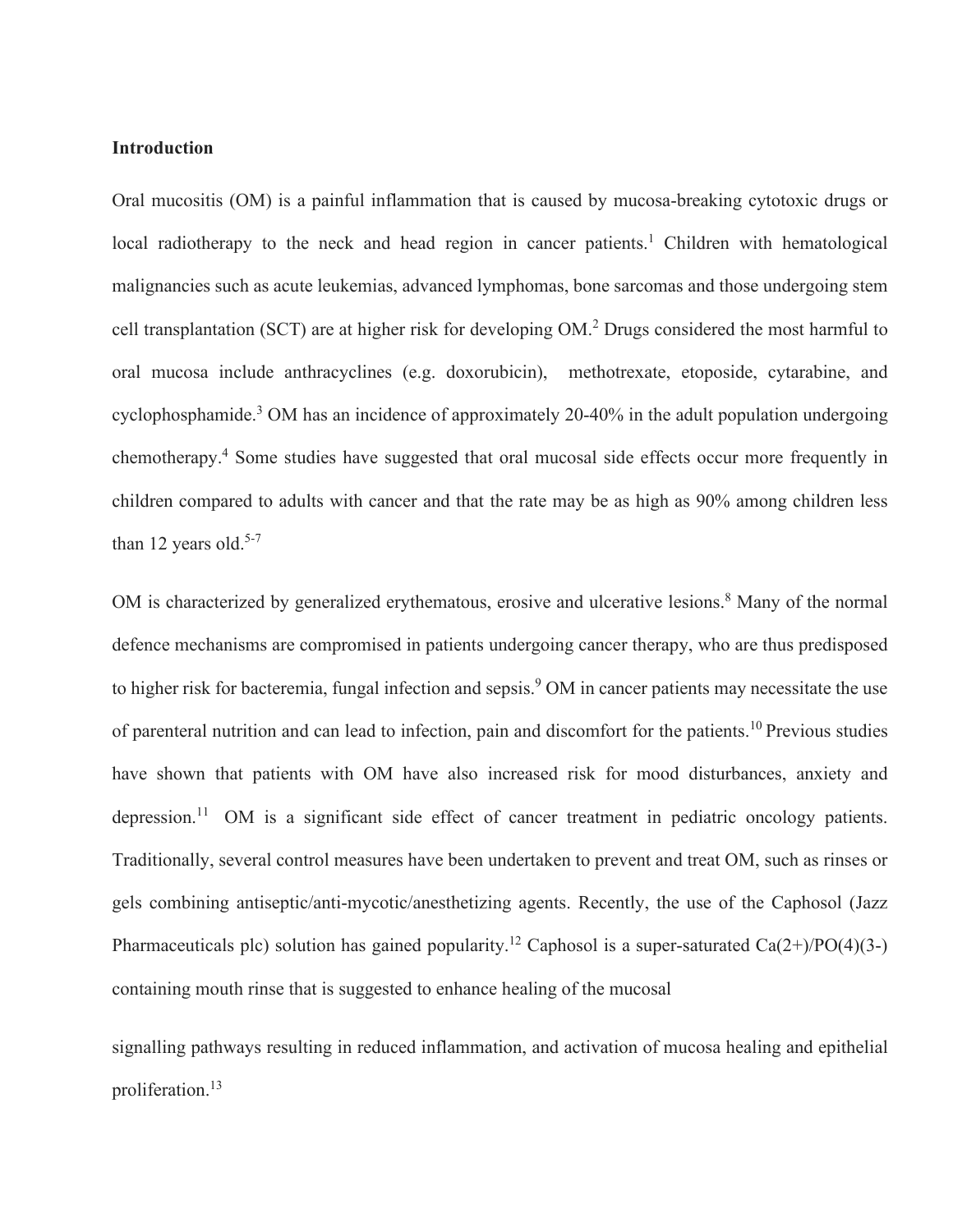## Introduction

Oral mucositis (OM) is a painful inflammation that is caused by mucosa-breaking cytotoxic drugs or local radiotherapy to the neck and head region in cancer patients.[1] Children with hematological malignancies such as acute leukemias, advanced lymphomas, bone sarcomas and those undergoing stem cell transplantation (SCT) are at higher risk for developing OM.[2] Drugs considered the most harmful to oral mucosa include anthracyclines (e.g. doxorubicin), methotrexate, etoposide, cytarabine, and cyclophosphamide.[3] OM has an incidence of approximately 20-40% in the adult population undergoing chemotherapy.[4] Some studies have suggested that oral mucosal side effects occur more frequently in children compared to adults with cancer and that the rate may be as high as 90% among children less than 12 years old.[5-7]

OM is characterized by generalized erythematous, erosive and ulcerative lesions.[8] Many of the normal defence mechanisms are compromised in patients undergoing cancer therapy, who are thus predisposed to higher risk for bacteremia, fungal infection and sepsis.[9] OM in cancer patients may necessitate the use of parenteral nutrition and can lead to infection, pain and discomfort for the patients.[10] Previous studies have shown that patients with OM have also increased risk for mood disturbances, anxiety and depression.[11] OM is a significant side effect of cancer treatment in pediatric oncology patients. Traditionally, several control measures have been undertaken to prevent and treat OM, such as rinses or gels combining antiseptic/anti-mycotic/anesthetizing agents. Recently, the use of the Caphosol (Jazz Pharmaceuticals plc) solution has gained popularity.[12] Caphosol is a super-saturated Ca(2+)/PO(4)(3-) containing mouth rinse that is suggested to enhance healing of the mucosal

signalling pathways resulting in reduced inflammation, and activation of mucosa healing and epithelial proliferation.[13]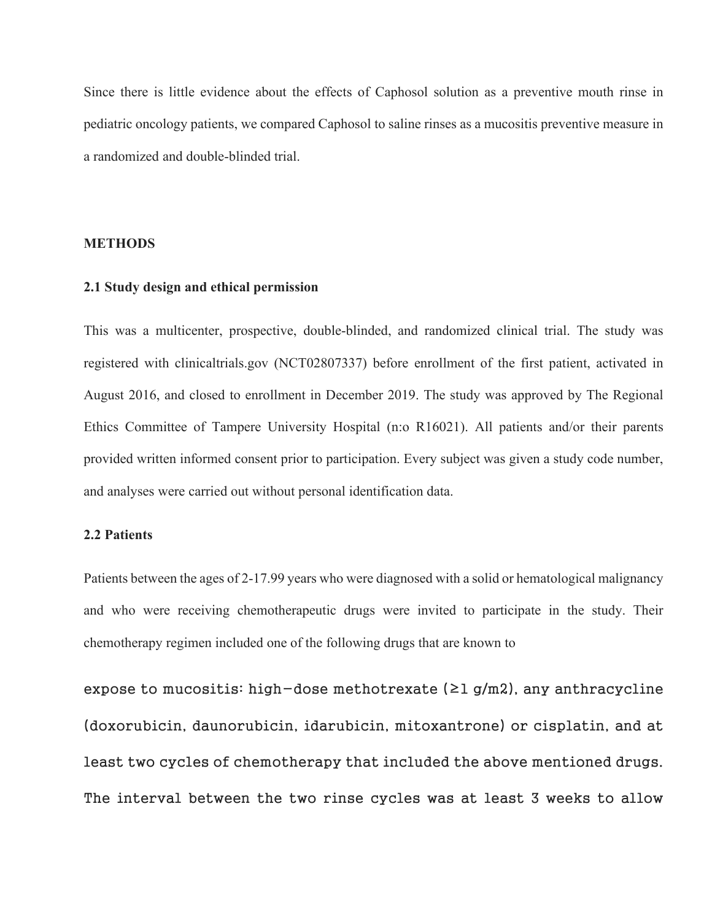Since there is little evidence about the effects of Caphosol solution as a preventive mouth rinse in pediatric oncology patients, we compared Caphosol to saline rinses as a mucositis preventive measure in a randomized and double-blinded trial.

# METHODS

## 2.1 Study design and ethical permission

This was a multicenter, prospective, double-blinded, and randomized clinical trial. The study was registered with clinicaltrials.gov (NCT02807337) before enrollment of the first patient, activated in August 2016, and closed to enrollment in December 2019. The study was approved by The Regional Ethics Committee of Tampere University Hospital (n:o R16021). All patients and/or their parents provided written informed consent prior to participation. Every subject was given a study code number, and analyses were carried out without personal identification data.

## 2.2 Patients

Patients between the ages of 2-17.99 years who were diagnosed with a solid or hematological malignancy and who were receiving chemotherapeutic drugs were invited to participate in the study. Their chemotherapy regimen included one of the following drugs that are known to expose to mucositis: high-dose methotrexate (≥1 g/m2), any anthracycline (doxorubicin, daunorubicin, idarubicin, mitoxantrone) or cisplatin, and at least two cycles of chemotherapy that included the above mentioned drugs. The interval between the two rinse cycles was at least 3 weeks to allow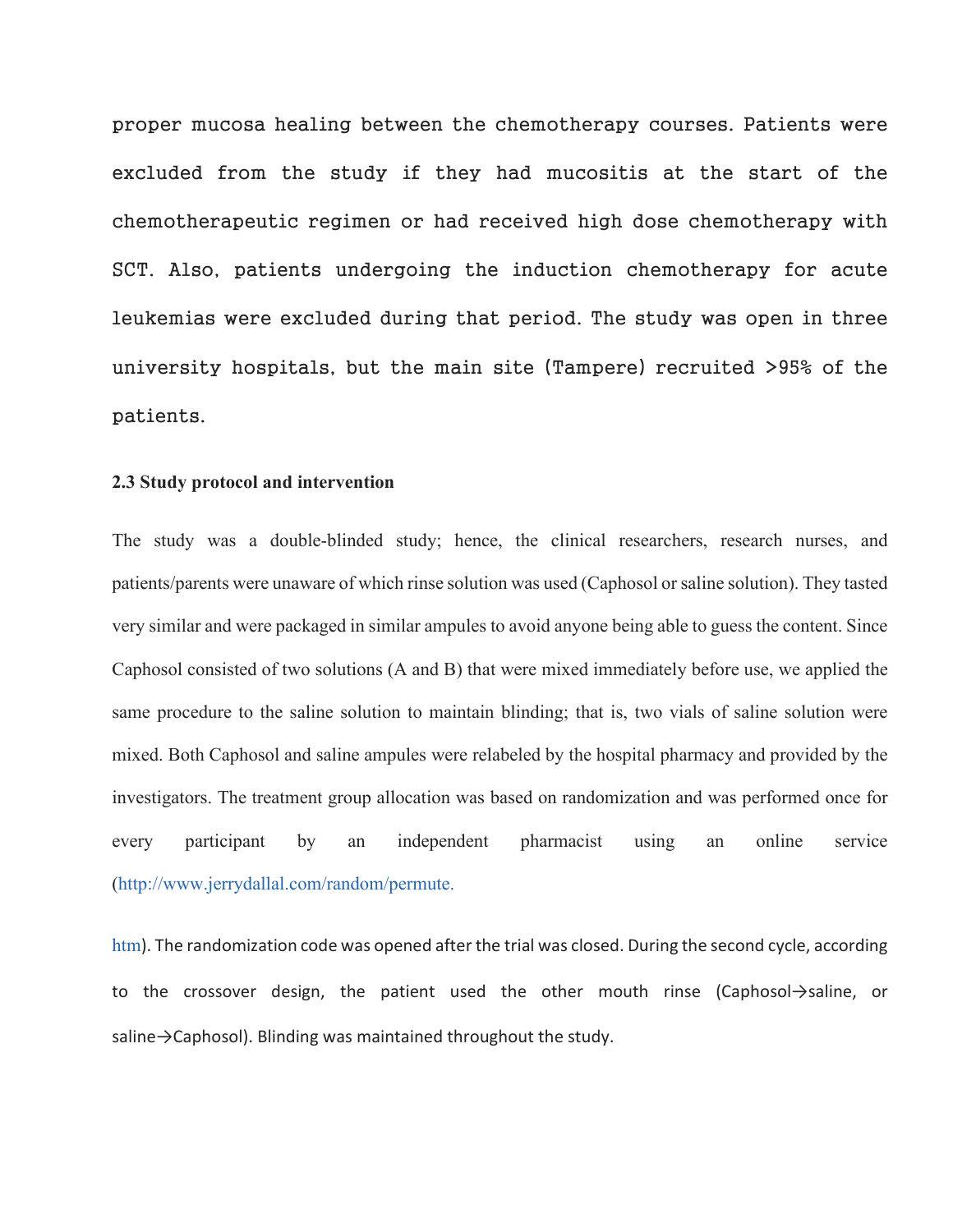proper mucosa healing between the chemotherapy courses. Patients were excluded from the study if they had mucositis at the start of the chemotherapeutic regimen or had received high dose chemotherapy with SCT. Also, patients undergoing the induction chemotherapy for acute leukemias were excluded during that period. The study was open in three university hospitals, but the main site (Tampere) recruited >95% of the patients.

### 2.3 Study protocol and intervention

The study was a double-blinded study; hence, the clinical researchers, research nurses, and patients/parents were unaware of which rinse solution was used (Caphosol or saline solution). They tasted very similar and were packaged in similar ampules to avoid anyone being able to guess the content. Since Caphosol consisted of two solutions (A and B) that were mixed immediately before use, we applied the same procedure to the saline solution to maintain blinding; that is, two vials of saline solution were mixed. Both Caphosol and saline ampules were relabeled by the hospital pharmacy and provided by the investigators. The treatment group allocation was based on randomization and was performed once for every participant by an independent pharmacist using an online service (http://www.jerrydallal.com/random/permute.htm). The randomization code was opened after the trial was closed. During the second cycle, according to the crossover design, the patient used the other mouth rinse (Caphosol→saline, or saline→Caphosol). Blinding was maintained throughout the study.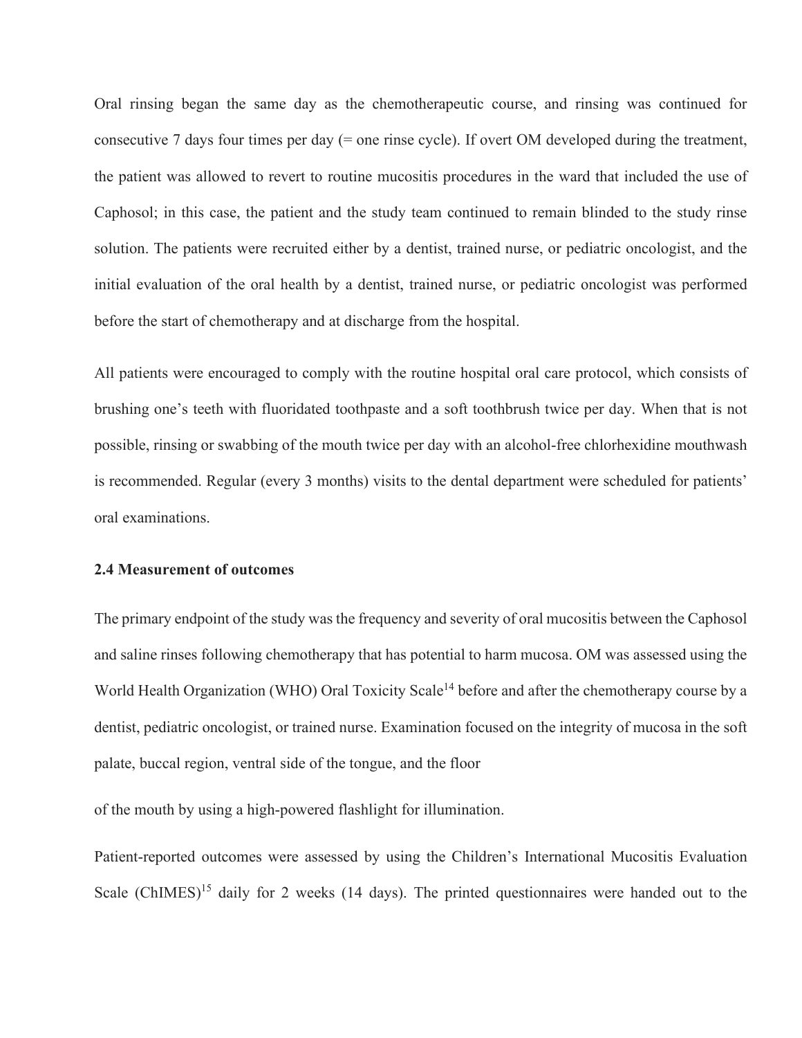Oral rinsing began the same day as the chemotherapeutic course, and rinsing was continued for consecutive 7 days four times per day (= one rinse cycle). If overt OM developed during the treatment, the patient was allowed to revert to routine mucositis procedures in the ward that included the use of Caphosol; in this case, the patient and the study team continued to remain blinded to the study rinse solution. The patients were recruited either by a dentist, trained nurse, or pediatric oncologist, and the initial evaluation of the oral health by a dentist, trained nurse, or pediatric oncologist was performed before the start of chemotherapy and at discharge from the hospital.

All patients were encouraged to comply with the routine hospital oral care protocol, which consists of brushing one's teeth with fluoridated toothpaste and a soft toothbrush twice per day. When that is not possible, rinsing or swabbing of the mouth twice per day with an alcohol-free chlorhexidine mouthwash is recommended. Regular (every 3 months) visits to the dental department were scheduled for patients' oral examinations.

### 2.4 Measurement of outcomes

The primary endpoint of the study was the frequency and severity of oral mucositis between the Caphosol and saline rinses following chemotherapy that has potential to harm mucosa. OM was assessed using the World Health Organization (WHO) Oral Toxicity Scale[14] before and after the chemotherapy course by a dentist, pediatric oncologist, or trained nurse. Examination focused on the integrity of mucosa in the soft palate, buccal region, ventral side of the tongue, and the floor of the mouth by using a high-powered flashlight for illumination.

Patient-reported outcomes were assessed by using the Children's International Mucositis Evaluation Scale (ChIMES)[15] daily for 2 weeks (14 days). The printed questionnaires were handed out to the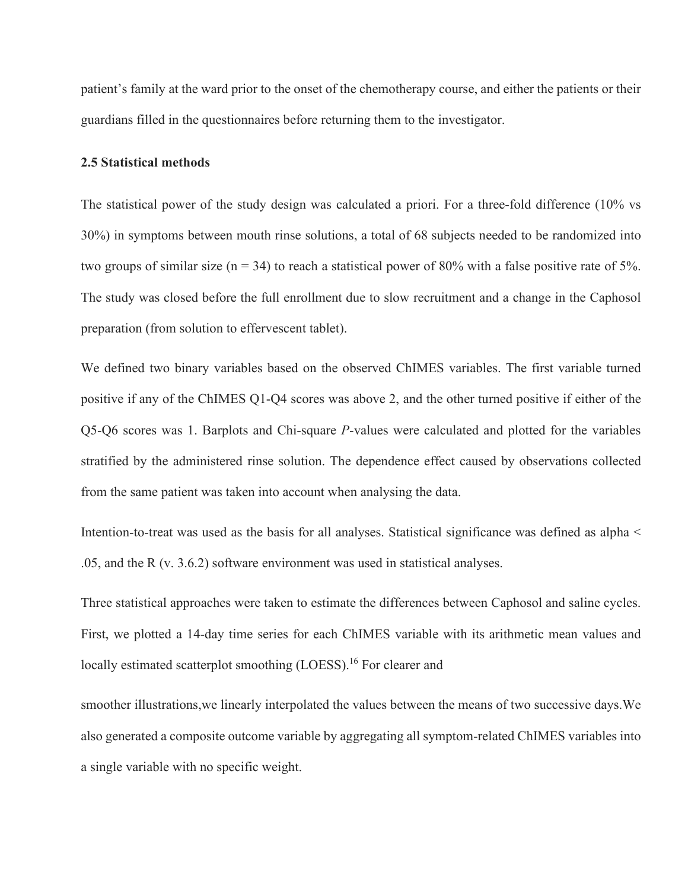patient's family at the ward prior to the onset of the chemotherapy course, and either the patients or their guardians filled in the questionnaires before returning them to the investigator.

### 2.5 Statistical methods

The statistical power of the study design was calculated a priori. For a three-fold difference (10% vs 30%) in symptoms between mouth rinse solutions, a total of 68 subjects needed to be randomized into two groups of similar size (n = 34) to reach a statistical power of 80% with a false positive rate of 5%. The study was closed before the full enrollment due to slow recruitment and a change in the Caphosol preparation (from solution to effervescent tablet).

We defined two binary variables based on the observed ChIMES variables. The first variable turned positive if any of the ChIMES Q1-Q4 scores was above 2, and the other turned positive if either of the Q5-Q6 scores was 1. Barplots and Chi-square *P*-values were calculated and plotted for the variables stratified by the administered rinse solution. The dependence effect caused by observations collected from the same patient was taken into account when analysing the data.

Intention-to-treat was used as the basis for all analyses. Statistical significance was defined as alpha < .05, and the R (v. 3.6.2) software environment was used in statistical analyses.

Three statistical approaches were taken to estimate the differences between Caphosol and saline cycles. First, we plotted a 14-day time series for each ChIMES variable with its arithmetic mean values and locally estimated scatterplot smoothing (LOESS).[16] For clearer and

smoother illustrations,we linearly interpolated the values between the means of two successive days.We also generated a composite outcome variable by aggregating all symptom-related ChIMES variables into a single variable with no specific weight.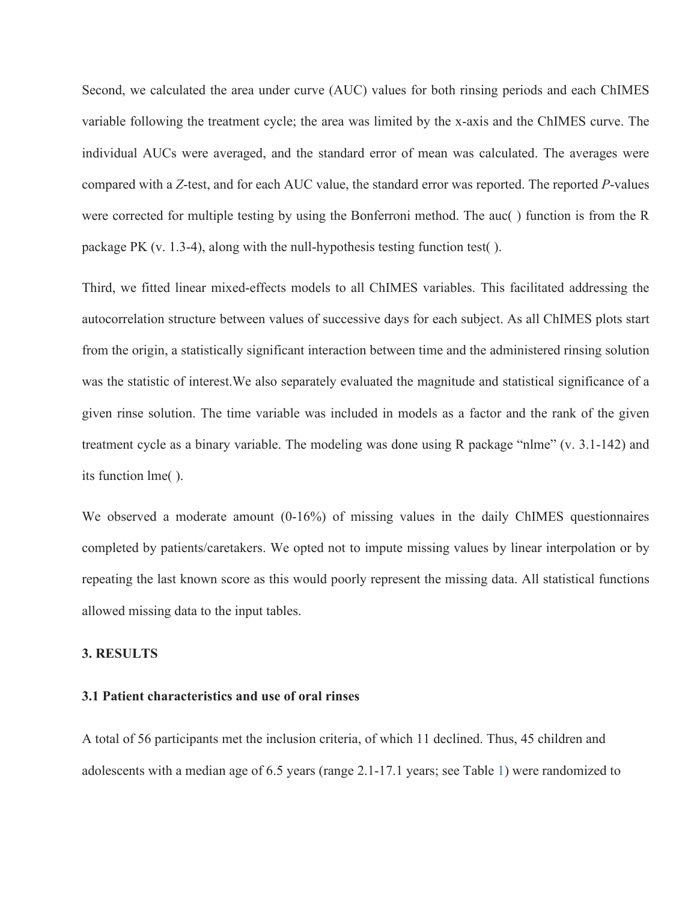Second, we calculated the area under curve (AUC) values for both rinsing periods and each ChIMES variable following the treatment cycle; the area was limited by the x-axis and the ChIMES curve. The individual AUCs were averaged, and the standard error of mean was calculated. The averages were compared with a *Z*-test, and for each AUC value, the standard error was reported. The reported *P*-values were corrected for multiple testing by using the Bonferroni method. The auc( ) function is from the R package PK (v. 1.3-4), along with the null-hypothesis testing function test( ).

Third, we fitted linear mixed-effects models to all ChIMES variables. This facilitated addressing the autocorrelation structure between values of successive days for each subject. As all ChIMES plots start from the origin, a statistically significant interaction between time and the administered rinsing solution was the statistic of interest.We also separately evaluated the magnitude and statistical significance of a given rinse solution. The time variable was included in models as a factor and the rank of the given treatment cycle as a binary variable. The modeling was done using R package "nlme" (v. 3.1-142) and its function lme( ).

We observed a moderate amount (0-16%) of missing values in the daily ChIMES questionnaires completed by patients/caretakers. We opted not to impute missing values by linear interpolation or by repeating the last known score as this would poorly represent the missing data. All statistical functions allowed missing data to the input tables.

## 3. RESULTS

### 3.1 Patient characteristics and use of oral rinses

A total of 56 participants met the inclusion criteria, of which 11 declined. Thus, 45 children and adolescents with a median age of 6.5 years (range 2.1-17.1 years; see Table 1) were randomized to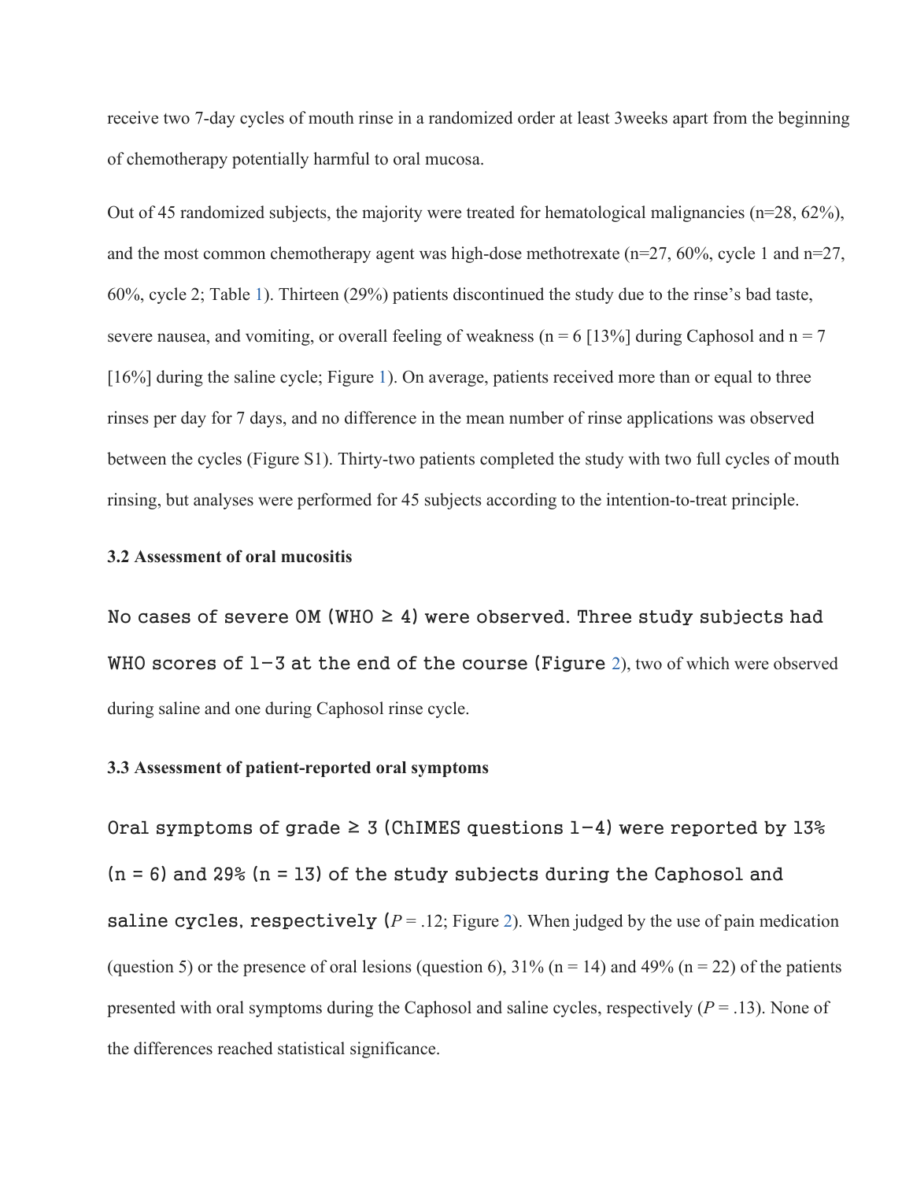receive two 7-day cycles of mouth rinse in a randomized order at least 3weeks apart from the beginning of chemotherapy potentially harmful to oral mucosa.

Out of 45 randomized subjects, the majority were treated for hematological malignancies (n=28, 62%), and the most common chemotherapy agent was high-dose methotrexate (n=27, 60%, cycle 1 and n=27, 60%, cycle 2; Table 1). Thirteen (29%) patients discontinued the study due to the rinse's bad taste, severe nausea, and vomiting, or overall feeling of weakness (n = 6 [13%] during Caphosol and n = 7 [16%] during the saline cycle; Figure 1). On average, patients received more than or equal to three rinses per day for 7 days, and no difference in the mean number of rinse applications was observed between the cycles (Figure S1). Thirty-two patients completed the study with two full cycles of mouth rinsing, but analyses were performed for 45 subjects according to the intention-to-treat principle.

### 3.2 Assessment of oral mucositis

No cases of severe OM (WHO ≥ 4) were observed. Three study subjects had WHO scores of 1–3 at the end of the course (Figure 2), two of which were observed during saline and one during Caphosol rinse cycle.

### 3.3 Assessment of patient-reported oral symptoms

Oral symptoms of grade ≥ 3 (ChIMES questions 1–4) were reported by 13% (n = 6) and 29% (n = 13) of the study subjects during the Caphosol and saline cycles, respectively (*P* = .12; Figure 2). When judged by the use of pain medication (question 5) or the presence of oral lesions (question 6), 31% (n = 14) and 49% (n = 22) of the patients presented with oral symptoms during the Caphosol and saline cycles, respectively (*P* = .13). None of the differences reached statistical significance.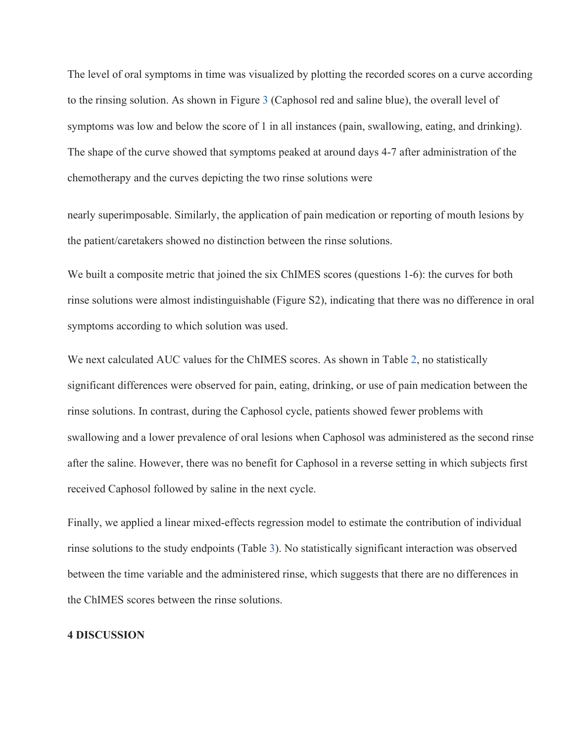The level of oral symptoms in time was visualized by plotting the recorded scores on a curve according to the rinsing solution. As shown in Figure 3 (Caphosol red and saline blue), the overall level of symptoms was low and below the score of 1 in all instances (pain, swallowing, eating, and drinking). The shape of the curve showed that symptoms peaked at around days 4-7 after administration of the chemotherapy and the curves depicting the two rinse solutions were nearly superimposable. Similarly, the application of pain medication or reporting of mouth lesions by the patient/caretakers showed no distinction between the rinse solutions.

We built a composite metric that joined the six ChIMES scores (questions 1-6): the curves for both rinse solutions were almost indistinguishable (Figure S2), indicating that there was no difference in oral symptoms according to which solution was used.

We next calculated AUC values for the ChIMES scores. As shown in Table 2, no statistically significant differences were observed for pain, eating, drinking, or use of pain medication between the rinse solutions. In contrast, during the Caphosol cycle, patients showed fewer problems with swallowing and a lower prevalence of oral lesions when Caphosol was administered as the second rinse after the saline. However, there was no benefit for Caphosol in a reverse setting in which subjects first received Caphosol followed by saline in the next cycle.

Finally, we applied a linear mixed-effects regression model to estimate the contribution of individual rinse solutions to the study endpoints (Table 3). No statistically significant interaction was observed between the time variable and the administered rinse, which suggests that there are no differences in the ChIMES scores between the rinse solutions.

## 4 DISCUSSION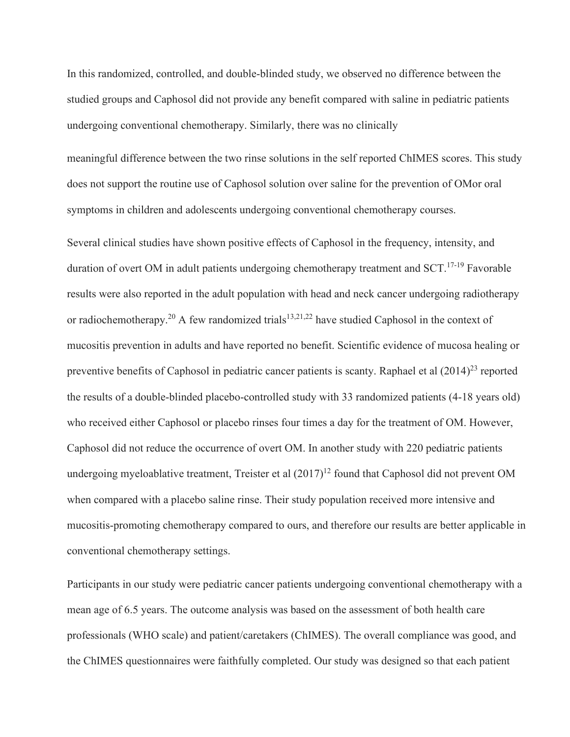In this randomized, controlled, and double-blinded study, we observed no difference between the studied groups and Caphosol did not provide any benefit compared with saline in pediatric patients undergoing conventional chemotherapy. Similarly, there was no clinically

meaningful difference between the two rinse solutions in the self reported ChIMES scores. This study does not support the routine use of Caphosol solution over saline for the prevention of OMor oral symptoms in children and adolescents undergoing conventional chemotherapy courses.

Several clinical studies have shown positive effects of Caphosol in the frequency, intensity, and duration of overt OM in adult patients undergoing chemotherapy treatment and SCT.[17-19] Favorable results were also reported in the adult population with head and neck cancer undergoing radiotherapy or radiochemotherapy.[20] A few randomized trials[13,21,22] have studied Caphosol in the context of mucositis prevention in adults and have reported no benefit. Scientific evidence of mucosa healing or preventive benefits of Caphosol in pediatric cancer patients is scanty. Raphael et al (2014)[23] reported the results of a double-blinded placebo-controlled study with 33 randomized patients (4-18 years old) who received either Caphosol or placebo rinses four times a day for the treatment of OM. However, Caphosol did not reduce the occurrence of overt OM. In another study with 220 pediatric patients undergoing myeloablative treatment, Treister et al (2017)[12] found that Caphosol did not prevent OM when compared with a placebo saline rinse. Their study population received more intensive and mucositis-promoting chemotherapy compared to ours, and therefore our results are better applicable in conventional chemotherapy settings.

Participants in our study were pediatric cancer patients undergoing conventional chemotherapy with a mean age of 6.5 years. The outcome analysis was based on the assessment of both health care professionals (WHO scale) and patient/caretakers (ChIMES). The overall compliance was good, and the ChIMES questionnaires were faithfully completed. Our study was designed so that each patient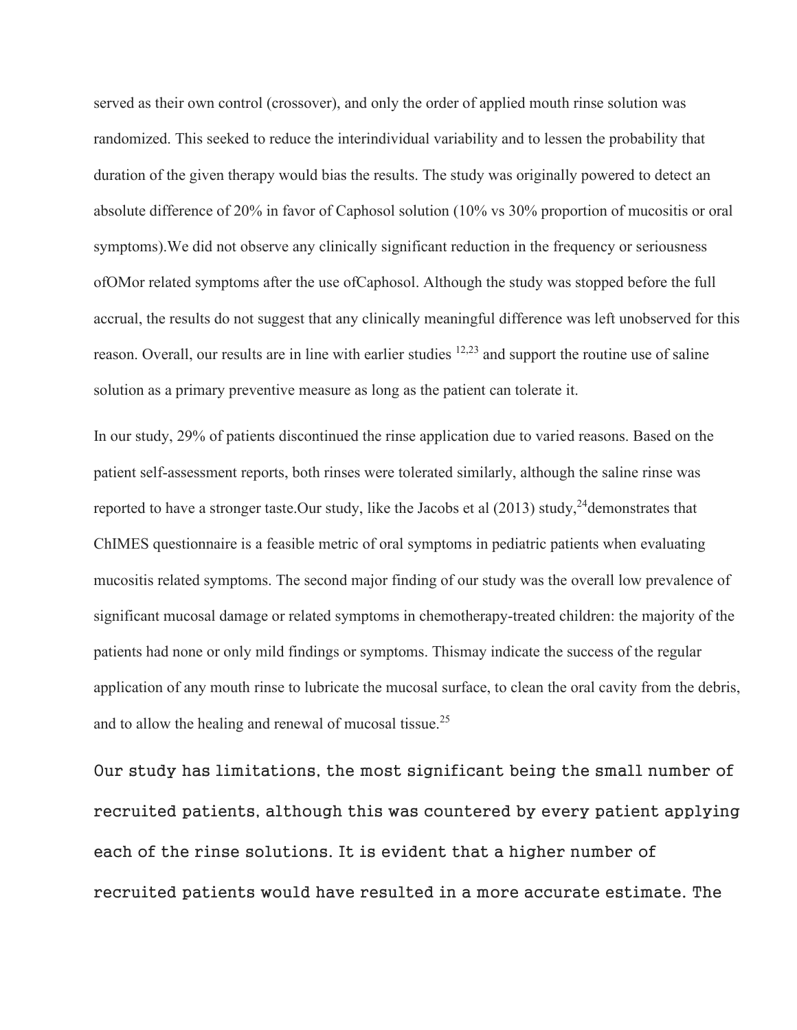served as their own control (crossover), and only the order of applied mouth rinse solution was randomized. This seeked to reduce the interindividual variability and to lessen the probability that duration of the given therapy would bias the results. The study was originally powered to detect an absolute difference of 20% in favor of Caphosol solution (10% vs 30% proportion of mucositis or oral symptoms).We did not observe any clinically significant reduction in the frequency or seriousness ofOMor related symptoms after the use ofCaphosol. Although the study was stopped before the full accrual, the results do not suggest that any clinically meaningful difference was left unobserved for this reason. Overall, our results are in line with earlier studies [12,23] and support the routine use of saline solution as a primary preventive measure as long as the patient can tolerate it.

In our study, 29% of patients discontinued the rinse application due to varied reasons. Based on the patient self-assessment reports, both rinses were tolerated similarly, although the saline rinse was reported to have a stronger taste.Our study, like the Jacobs et al (2013) study,[24]demonstrates that ChIMES questionnaire is a feasible metric of oral symptoms in pediatric patients when evaluating mucositis related symptoms. The second major finding of our study was the overall low prevalence of significant mucosal damage or related symptoms in chemotherapy-treated children: the majority of the patients had none or only mild findings or symptoms. Thismay indicate the success of the regular application of any mouth rinse to lubricate the mucosal surface, to clean the oral cavity from the debris, and to allow the healing and renewal of mucosal tissue.[25]

Our study has limitations, the most significant being the small number of recruited patients, although this was countered by every patient applying each of the rinse solutions. It is evident that a higher number of recruited patients would have resulted in a more accurate estimate. The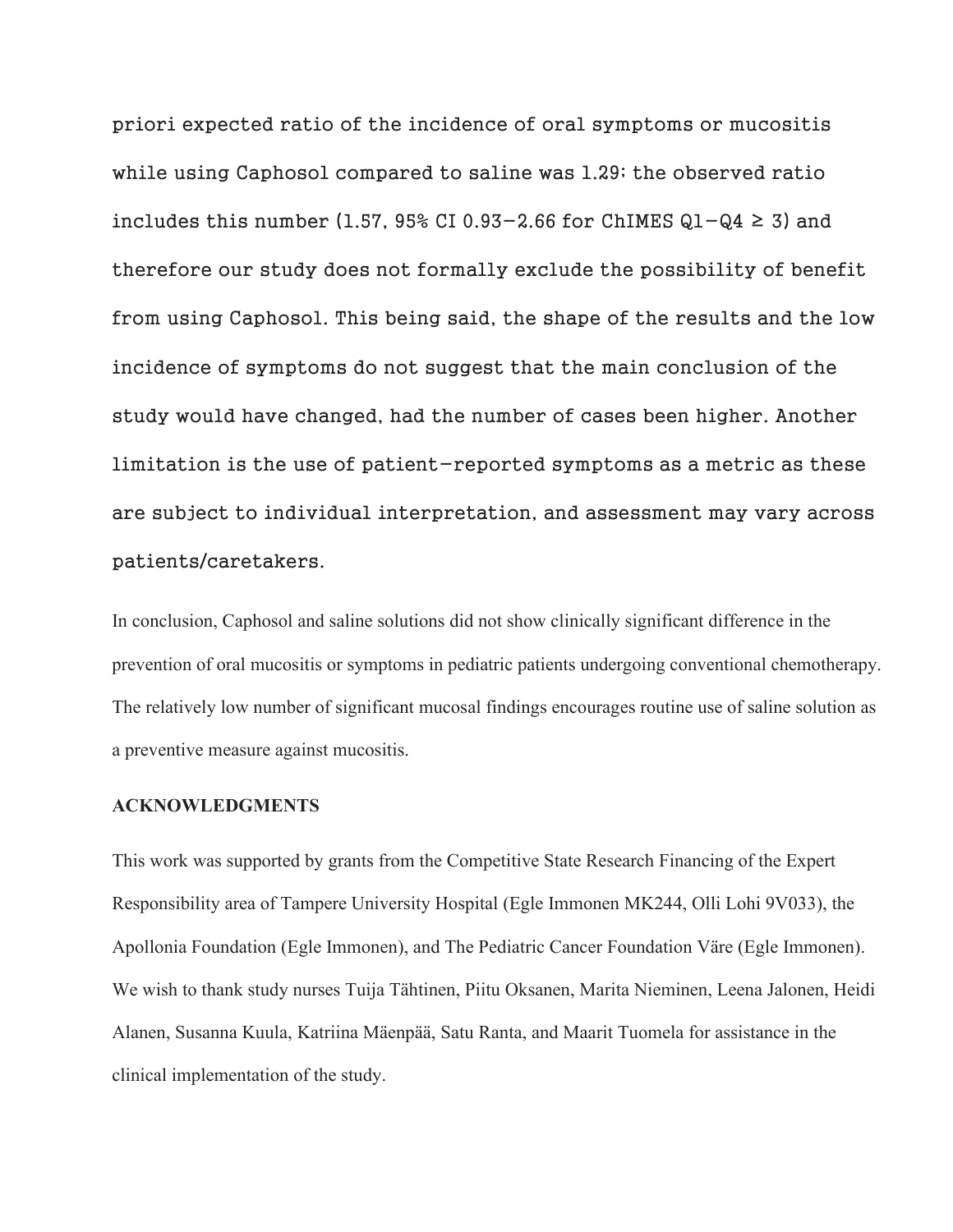priori expected ratio of the incidence of oral symptoms or mucositis while using Caphosol compared to saline was 1.29; the observed ratio includes this number (1.57, 95% CI 0.93–2.66 for ChIMES Q1–Q4 ≥ 3) and therefore our study does not formally exclude the possibility of benefit from using Caphosol. This being said, the shape of the results and the low incidence of symptoms do not suggest that the main conclusion of the study would have changed, had the number of cases been higher. Another limitation is the use of patient-reported symptoms as a metric as these are subject to individual interpretation, and assessment may vary across patients/caretakers.

In conclusion, Caphosol and saline solutions did not show clinically significant difference in the prevention of oral mucositis or symptoms in pediatric patients undergoing conventional chemotherapy. The relatively low number of significant mucosal findings encourages routine use of saline solution as a preventive measure against mucositis.

## ACKNOWLEDGMENTS

This work was supported by grants from the Competitive State Research Financing of the Expert Responsibility area of Tampere University Hospital (Egle Immonen MK244, Olli Lohi 9V033), the Apollonia Foundation (Egle Immonen), and The Pediatric Cancer Foundation Väre (Egle Immonen). We wish to thank study nurses Tuija Tähtinen, Piitu Oksanen, Marita Nieminen, Leena Jalonen, Heidi Alanen, Susanna Kuula, Katriina Mäenpää, Satu Ranta, and Maarit Tuomela for assistance in the clinical implementation of the study.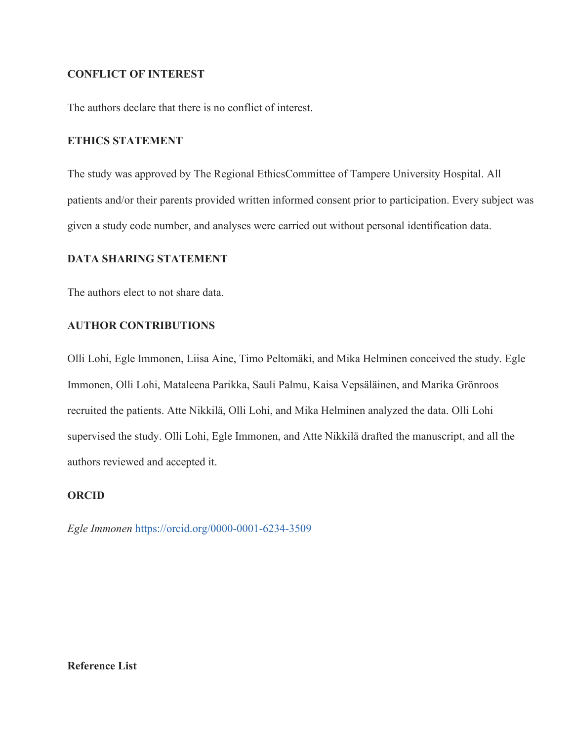**CONFLICT OF INTEREST**

The authors declare that there is no conflict of interest.

**ETHICS STATEMENT**

The study was approved by The Regional EthicsCommittee of Tampere University Hospital. All patients and/or their parents provided written informed consent prior to participation. Every subject was given a study code number, and analyses were carried out without personal identification data.

**DATA SHARING STATEMENT**

The authors elect to not share data.

**AUTHOR CONTRIBUTIONS**

Olli Lohi, Egle Immonen, Liisa Aine, Timo Peltomäki, and Mika Helminen conceived the study. Egle Immonen, Olli Lohi, Mataleena Parikka, Sauli Palmu, Kaisa Vepsäläinen, and Marika Grönroos recruited the patients. Atte Nikkilä, Olli Lohi, and Mika Helminen analyzed the data. Olli Lohi supervised the study. Olli Lohi, Egle Immonen, and Atte Nikkilä drafted the manuscript, and all the authors reviewed and accepted it.

**ORCID**

*Egle Immonen* https://orcid.org/0000-0001-6234-3509

**Reference List**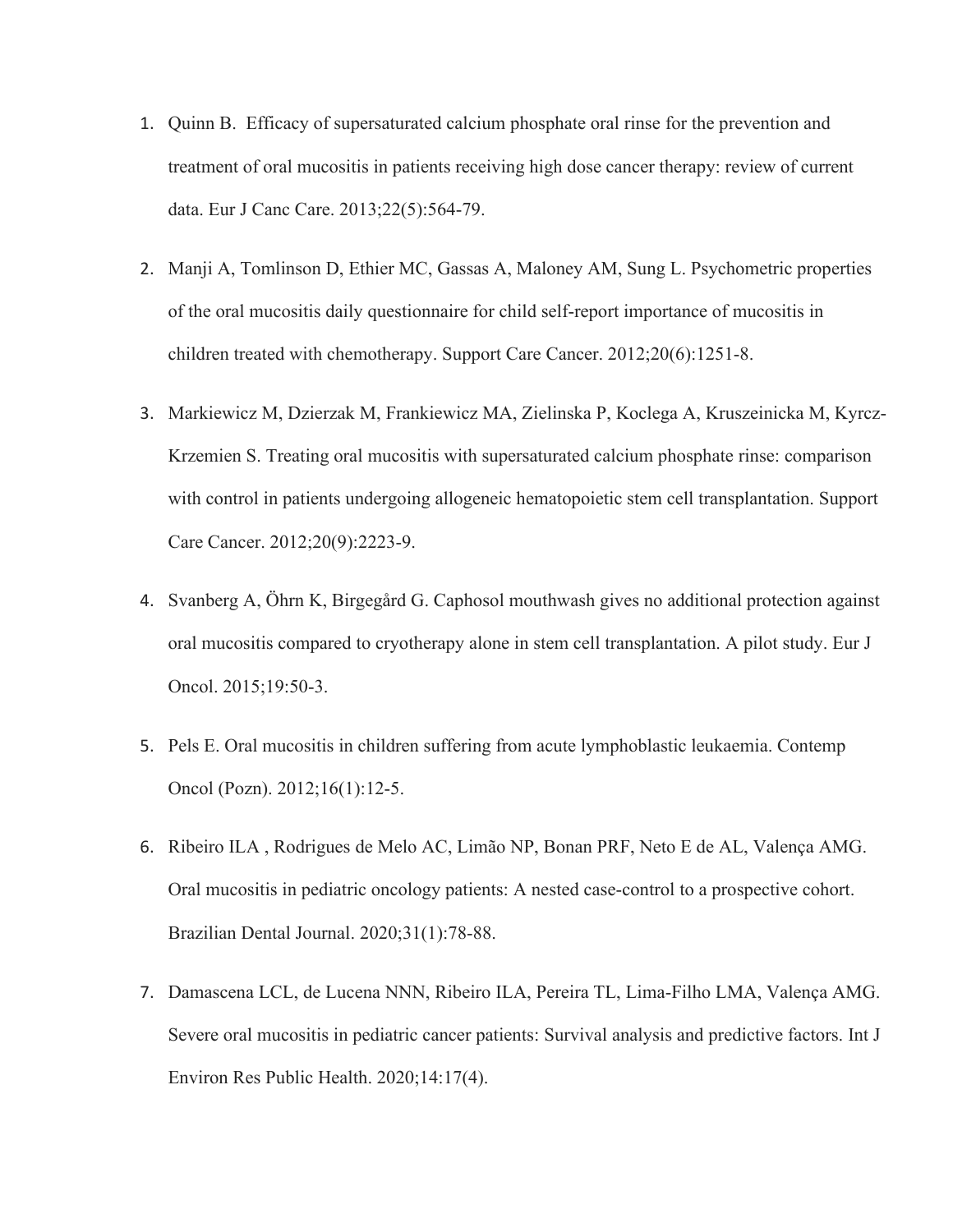1. Quinn B. Efficacy of supersaturated calcium phosphate oral rinse for the prevention and treatment of oral mucositis in patients receiving high dose cancer therapy: review of current data. Eur J Canc Care. 2013;22(5):564-79.

2. Manji A, Tomlinson D, Ethier MC, Gassas A, Maloney AM, Sung L. Psychometric properties of the oral mucositis daily questionnaire for child self-report importance of mucositis in children treated with chemotherapy. Support Care Cancer. 2012;20(6):1251-8.

3. Markiewicz M, Dzierzak M, Frankiewicz MA, Zielinska P, Koclega A, Kruszeinicka M, Kyrcz-Krzemien S. Treating oral mucositis with supersaturated calcium phosphate rinse: comparison with control in patients undergoing allogeneic hematopoietic stem cell transplantation. Support Care Cancer. 2012;20(9):2223-9.

4. Svanberg A, Öhrn K, Birgegård G. Caphosol mouthwash gives no additional protection against oral mucositis compared to cryotherapy alone in stem cell transplantation. A pilot study. Eur J Oncol. 2015;19:50-3.

5. Pels E. Oral mucositis in children suffering from acute lymphoblastic leukaemia. Contemp Oncol (Pozn). 2012;16(1):12-5.

6. Ribeiro ILA , Rodrigues de Melo AC, Limão NP, Bonan PRF, Neto E de AL, Valença AMG. Oral mucositis in pediatric oncology patients: A nested case-control to a prospective cohort. Brazilian Dental Journal. 2020;31(1):78-88.

7. Damascena LCL, de Lucena NNN, Ribeiro ILA, Pereira TL, Lima-Filho LMA, Valença AMG. Severe oral mucositis in pediatric cancer patients: Survival analysis and predictive factors. Int J Environ Res Public Health. 2020;14:17(4).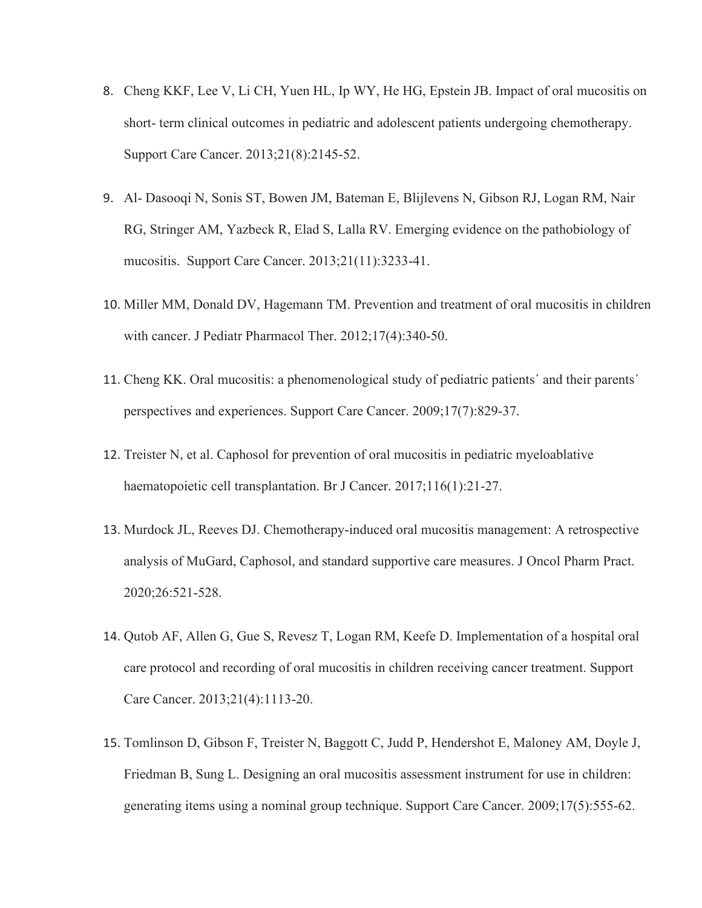8. Cheng KKF, Lee V, Li CH, Yuen HL, Ip WY, He HG, Epstein JB. Impact of oral mucositis on short- term clinical outcomes in pediatric and adolescent patients undergoing chemotherapy. Support Care Cancer. 2013;21(8):2145-52.

9. Al- Dasooqi N, Sonis ST, Bowen JM, Bateman E, Blijlevens N, Gibson RJ, Logan RM, Nair RG, Stringer AM, Yazbeck R, Elad S, Lalla RV. Emerging evidence on the pathobiology of mucositis. Support Care Cancer. 2013;21(11):3233-41.

10. Miller MM, Donald DV, Hagemann TM. Prevention and treatment of oral mucositis in children with cancer. J Pediatr Pharmacol Ther. 2012;17(4):340-50.

11. Cheng KK. Oral mucositis: a phenomenological study of pediatric patients´ and their parents´ perspectives and experiences. Support Care Cancer. 2009;17(7):829-37.

12. Treister N, et al. Caphosol for prevention of oral mucositis in pediatric myeloablative haematopoietic cell transplantation. Br J Cancer. 2017;116(1):21-27.

13. Murdock JL, Reeves DJ. Chemotherapy-induced oral mucositis management: A retrospective analysis of MuGard, Caphosol, and standard supportive care measures. J Oncol Pharm Pract. 2020;26:521-528.

14. Qutob AF, Allen G, Gue S, Revesz T, Logan RM, Keefe D. Implementation of a hospital oral care protocol and recording of oral mucositis in children receiving cancer treatment. Support Care Cancer. 2013;21(4):1113-20.

15. Tomlinson D, Gibson F, Treister N, Baggott C, Judd P, Hendershot E, Maloney AM, Doyle J, Friedman B, Sung L. Designing an oral mucositis assessment instrument for use in children: generating items using a nominal group technique. Support Care Cancer. 2009;17(5):555-62.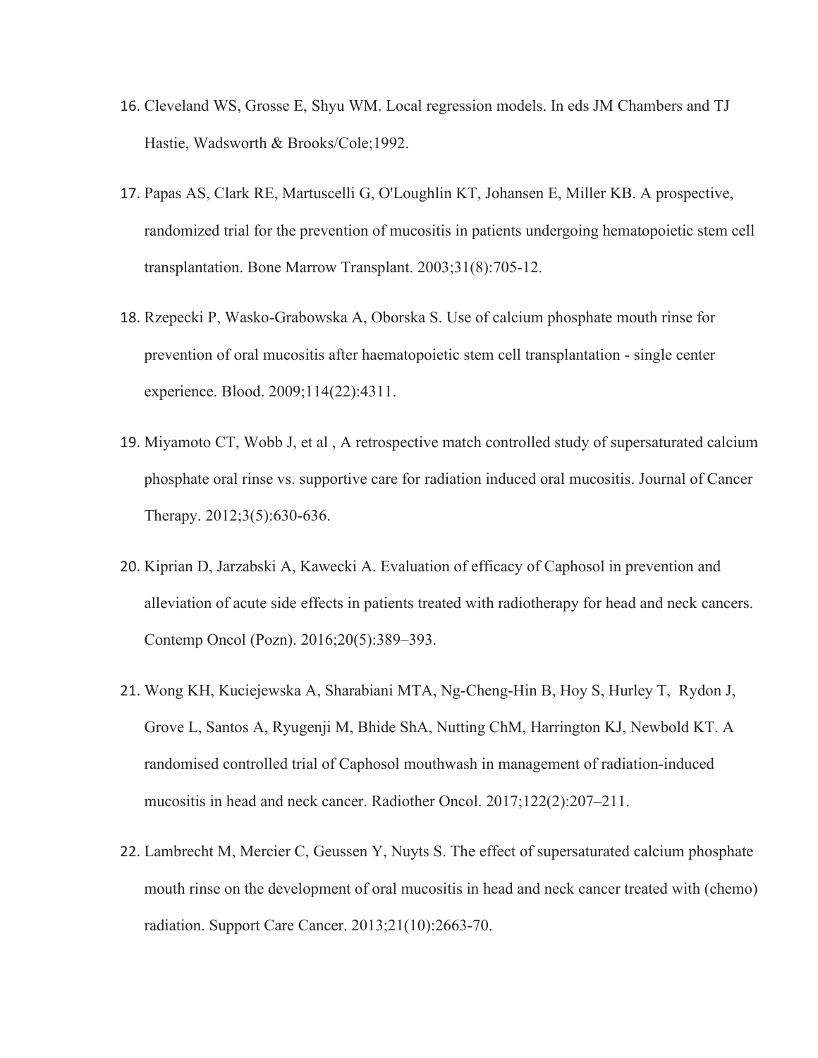16. Cleveland WS, Grosse E, Shyu WM. Local regression models. In eds JM Chambers and TJ Hastie, Wadsworth & Brooks/Cole;1992.

17. Papas AS, Clark RE, Martuscelli G, O'Loughlin KT, Johansen E, Miller KB. A prospective, randomized trial for the prevention of mucositis in patients undergoing hematopoietic stem cell transplantation. Bone Marrow Transplant. 2003;31(8):705-12.

18. Rzepecki P, Wasko-Grabowska A, Oborska S. Use of calcium phosphate mouth rinse for prevention of oral mucositis after haematopoietic stem cell transplantation - single center experience. Blood. 2009;114(22):4311.

19. Miyamoto CT, Wobb J, et al , A retrospective match controlled study of supersaturated calcium phosphate oral rinse vs. supportive care for radiation induced oral mucositis. Journal of Cancer Therapy. 2012;3(5):630-636.

20. Kiprian D, Jarzabski A, Kawecki A. Evaluation of efficacy of Caphosol in prevention and alleviation of acute side effects in patients treated with radiotherapy for head and neck cancers. Contemp Oncol (Pozn). 2016;20(5):389–393.

21. Wong KH, Kuciejewska A, Sharabiani MTA, Ng-Cheng-Hin B, Hoy S, Hurley T, Rydon J, Grove L, Santos A, Ryugenji M, Bhide ShA, Nutting ChM, Harrington KJ, Newbold KT. A randomised controlled trial of Caphosol mouthwash in management of radiation-induced mucositis in head and neck cancer. Radiother Oncol. 2017;122(2):207–211.

22. Lambrecht M, Mercier C, Geussen Y, Nuyts S. The effect of supersaturated calcium phosphate mouth rinse on the development of oral mucositis in head and neck cancer treated with (chemo) radiation. Support Care Cancer. 2013;21(10):2663-70.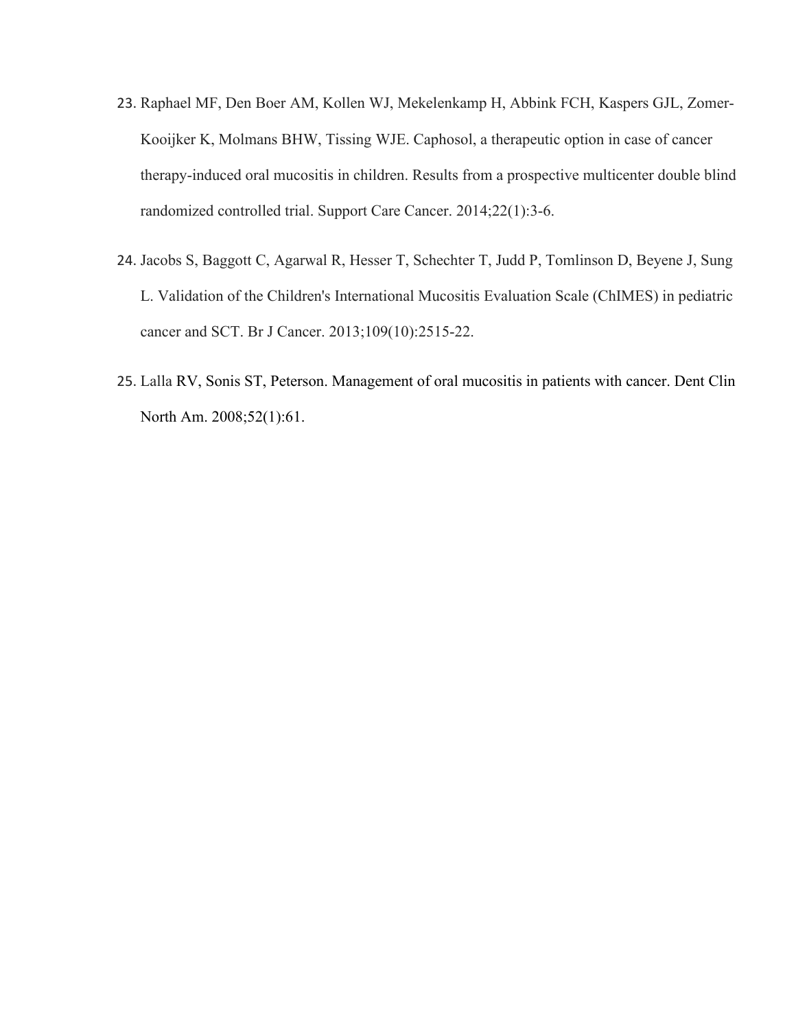23. Raphael MF, Den Boer AM, Kollen WJ, Mekelenkamp H, Abbink FCH, Kaspers GJL, Zomer-Kooijker K, Molmans BHW, Tissing WJE. Caphosol, a therapeutic option in case of cancer therapy-induced oral mucositis in children. Results from a prospective multicenter double blind randomized controlled trial. Support Care Cancer. 2014;22(1):3-6.

24. Jacobs S, Baggott C, Agarwal R, Hesser T, Schechter T, Judd P, Tomlinson D, Beyene J, Sung L. Validation of the Children's International Mucositis Evaluation Scale (ChIMES) in pediatric cancer and SCT. Br J Cancer. 2013;109(10):2515-22.

25. Lalla RV, Sonis ST, Peterson. Management of oral mucositis in patients with cancer. Dent Clin North Am. 2008;52(1):61.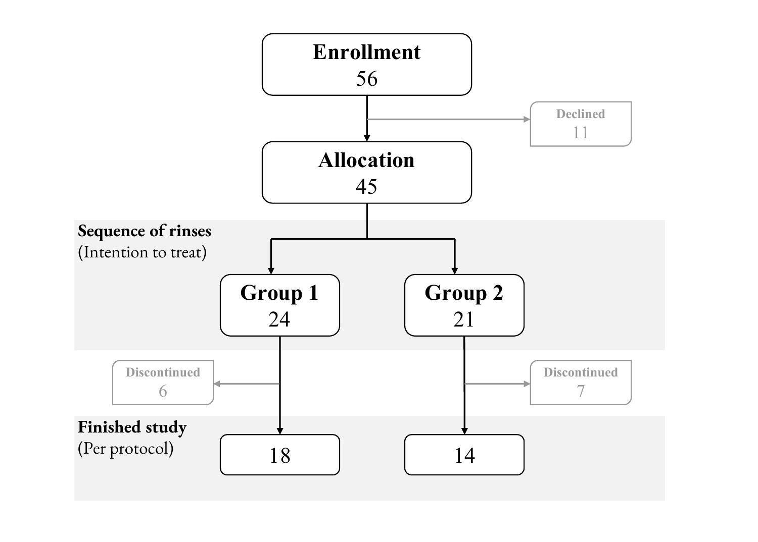**Enrollment**
56

Declined
11

**Allocation**
45

**Sequence of rinses**
(Intention to treat)

**Group 1**
24

**Group 2**
21

Discontinued
6

Discontinued
7

**Finished study**
(Per protocol)

18

14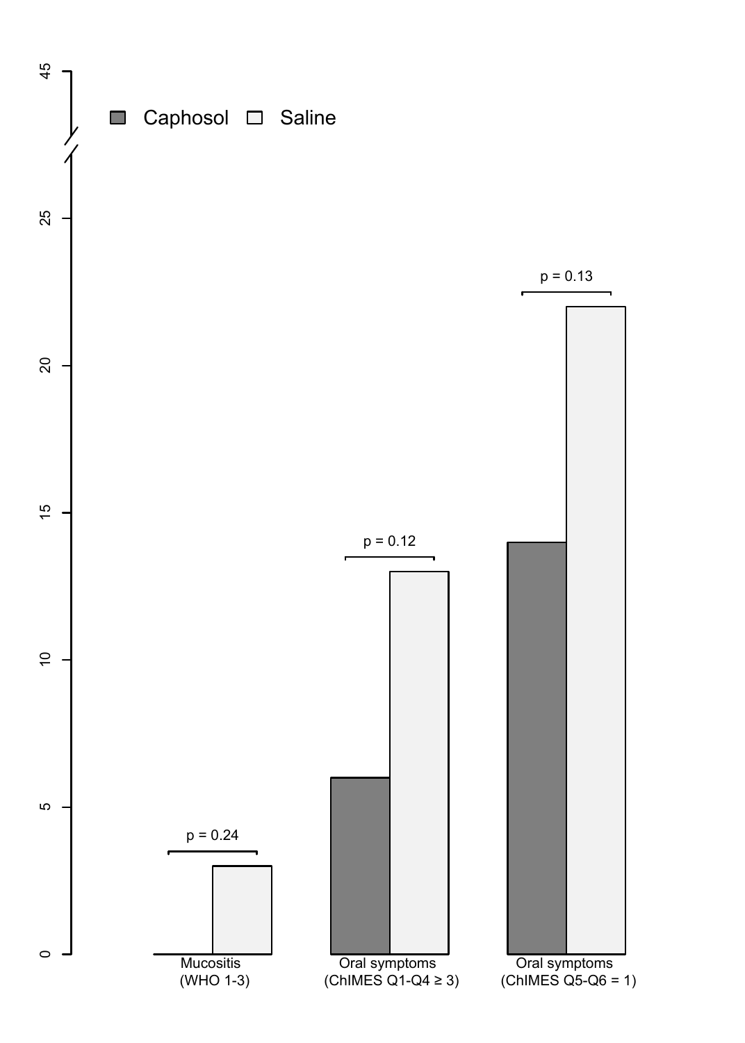Caphosol Saline

p = 0.24

p = 0.12

p = 0.13

Mucositis (WHO 1-3)

Oral symptoms (ChIMES Q1-Q4 ≥ 3)

Oral symptoms (ChIMES Q5-Q6 = 1)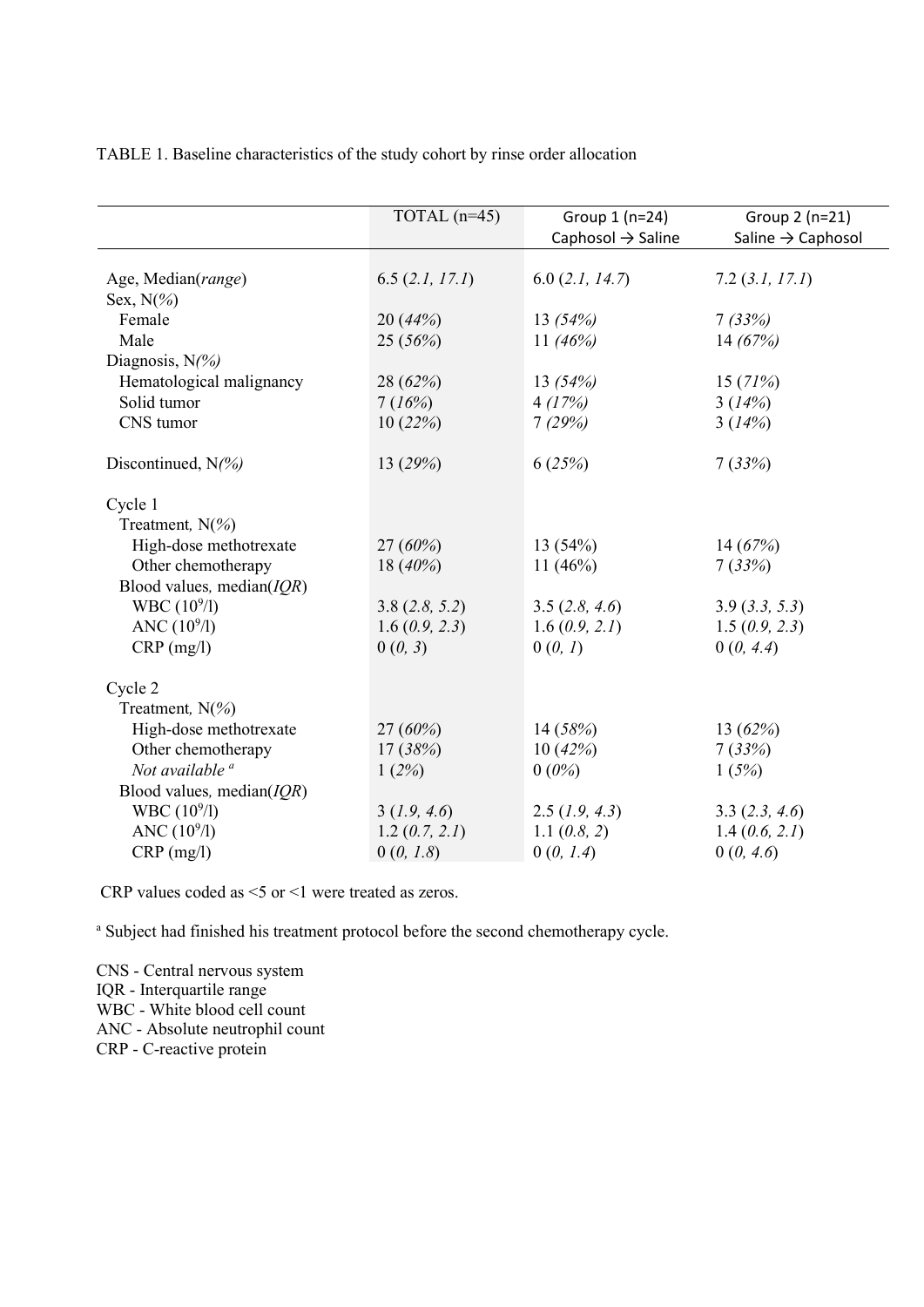TABLE 1. Baseline characteristics of the study cohort by rinse order allocation

| | TOTAL (n=45) | Group 1 (n=24) Caphosol → Saline | Group 2 (n=21) Saline → Caphosol |
|---|---|---|---|
| Age, Median(*range*) | 6.5 (*2.1, 17.1*) | 6.0 (*2.1, 14.7*) | 7.2 (*3.1, 17.1*) |
| Sex, N(*%*) | | | |
| Female | 20 (*44%*) | 13 *(54%)* | 7 *(33%)* |
| Male | 25 (*56%*) | 11 *(46%)* | 14 *(67%)* |
| Diagnosis, N*(%)* | | | |
| Hematological malignancy | 28 (*62%*) | 13 *(54%)* | 15 (*71%*) |
| Solid tumor | 7 (*16%*) | 4 *(17%)* | 3 (*14%*) |
| CNS tumor | 10 (*22%*) | 7 *(29%)* | 3 (*14%*) |
| Discontinued, N*(%)* | 13 (*29%*) | 6 (*25%*) | 7 (*33%*) |
| Cycle 1 | | | |
| Treatment, N(*%*) | | | |
| High-dose methotrexate | 27 (*60%*) | 13 (54%) | 14 (*67%*) |
| Other chemotherapy | 18 (*40%*) | 11 (46%) | 7 (*33%*) |
| Blood values, median(*IQR*) | | | |
| WBC ($10^9$/l) | 3.8 (*2.8, 5.2*) | 3.5 (*2.8, 4.6*) | 3.9 (*3.3, 5.3*) |
| ANC ($10^9$/l) | 1.6 (*0.9, 2.3*) | 1.6 (*0.9, 2.1*) | 1.5 (*0.9, 2.3*) |
| CRP (mg/l) | 0 (*0, 3*) | 0 (*0, 1*) | 0 (*0, 4.4*) |
| Cycle 2 | | | |
| Treatment, N(*%*) | | | |
| High-dose methotrexate | 27 (*60%*) | 14 (*58%*) | 13 (*62%*) |
| Other chemotherapy | 17 (*38%*) | 10 (*42%*) | 7 (*33%*) |
| *Not available* [a] | 1 (*2%*) | 0 (*0%*) | 1 (*5%*) |
| Blood values, median(*IQR*) | | | |
| WBC ($10^9$/l) | 3 (*1.9, 4.6*) | 2.5 (*1.9, 4.3*) | 3.3 (*2.3, 4.6*) |
| ANC ($10^9$/l) | 1.2 (*0.7, 2.1*) | 1.1 (*0.8, 2*) | 1.4 (*0.6, 2.1*) |
| CRP (mg/l) | 0 (*0, 1.8*) | 0 (*0, 1.4*) | 0 (*0, 4.6*) |

CRP values coded as <5 or <1 were treated as zeros.

[a] Subject had finished his treatment protocol before the second chemotherapy cycle.

CNS - Central nervous system
IQR - Interquartile range
WBC - White blood cell count
ANC - Absolute neutrophil count
CRP - C-reactive protein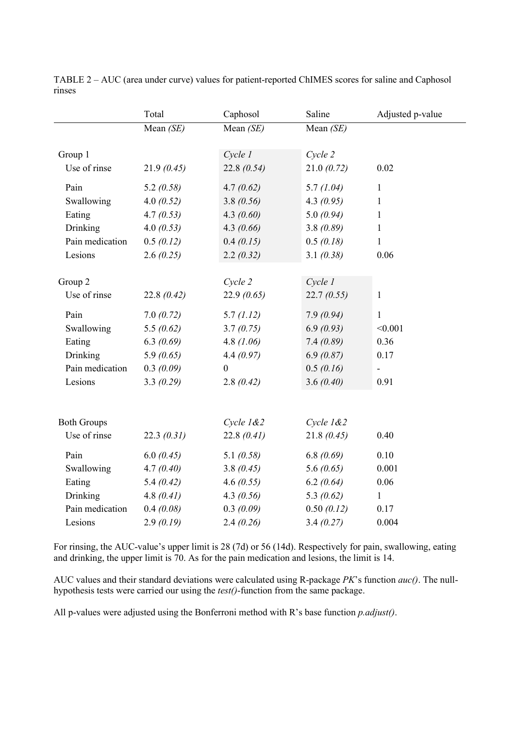TABLE 2 – AUC (area under curve) values for patient-reported ChIMES scores for saline and Caphosol rinses

| | Total | Caphosol | Saline | Adjusted p-value |
|---|---|---|---|---|
| | Mean *(SE)* | Mean *(SE)* | Mean *(SE)* | |
| Group 1 | | *Cycle 1* | *Cycle 2* | |
| Use of rinse | 21.9 *(0.45)* | 22.8 *(0.54)* | 21.0 *(0.72)* | 0.02 |
| Pain | 5.2 *(0.58)* | 4.7 *(0.62)* | 5.7 *(1.04)* | 1 |
| Swallowing | 4.0 *(0.52)* | 3.8 *(0.56)* | 4.3 *(0.95)* | 1 |
| Eating | 4.7 *(0.53)* | 4.3 *(0.60)* | 5.0 *(0.94)* | 1 |
| Drinking | 4.0 *(0.53)* | 4.3 *(0.66)* | 3.8 *(0.89)* | 1 |
| Pain medication | 0.5 *(0.12)* | 0.4 *(0.15)* | 0.5 *(0.18)* | 1 |
| Lesions | 2.6 *(0.25)* | 2.2 *(0.32)* | 3.1 *(0.38)* | 0.06 |
| Group 2 | | *Cycle 2* | *Cycle 1* | |
| Use of rinse | 22.8 *(0.42)* | 22.9 *(0.65)* | 22.7 *(0.55)* | 1 |
| Pain | 7.0 *(0.72)* | 5.7 *(1.12)* | 7.9 *(0.94)* | 1 |
| Swallowing | 5.5 *(0.62)* | 3.7 *(0.75)* | 6.9 *(0.93)* | <0.001 |
| Eating | 6.3 *(0.69)* | 4.8 *(1.06)* | 7.4 *(0.89)* | 0.36 |
| Drinking | 5.9 *(0.65)* | 4.4 *(0.97)* | 6.9 *(0.87)* | 0.17 |
| Pain medication | 0.3 *(0.09)* | 0 | 0.5 *(0.16)* | - |
| Lesions | 3.3 *(0.29)* | 2.8 *(0.42)* | 3.6 *(0.40)* | 0.91 |
| Both Groups | | *Cycle 1&2* | *Cycle 1&2* | |
| Use of rinse | 22.3 *(0.31)* | 22.8 *(0.41)* | 21.8 *(0.45)* | 0.40 |
| Pain | 6.0 *(0.45)* | 5.1 *(0.58)* | 6.8 *(0.69)* | 0.10 |
| Swallowing | 4.7 *(0.40)* | 3.8 *(0.45)* | 5.6 *(0.65)* | 0.001 |
| Eating | 5.4 *(0.42)* | 4.6 *(0.55)* | 6.2 *(0.64)* | 0.06 |
| Drinking | 4.8 *(0.41)* | 4.3 *(0.56)* | 5.3 *(0.62)* | 1 |
| Pain medication | 0.4 *(0.08)* | 0.3 *(0.09)* | 0.50 *(0.12)* | 0.17 |
| Lesions | 2.9 *(0.19)* | 2.4 *(0.26)* | 3.4 *(0.27)* | 0.004 |

For rinsing, the AUC-value's upper limit is 28 (7d) or 56 (14d). Respectively for pain, swallowing, eating and drinking, the upper limit is 70. As for the pain medication and lesions, the limit is 14.

AUC values and their standard deviations were calculated using R-package *PK*'s function *auc()*. The null-hypothesis tests were carried our using the *test()*-function from the same package.

All p-values were adjusted using the Bonferroni method with R's base function *p.adjust()*.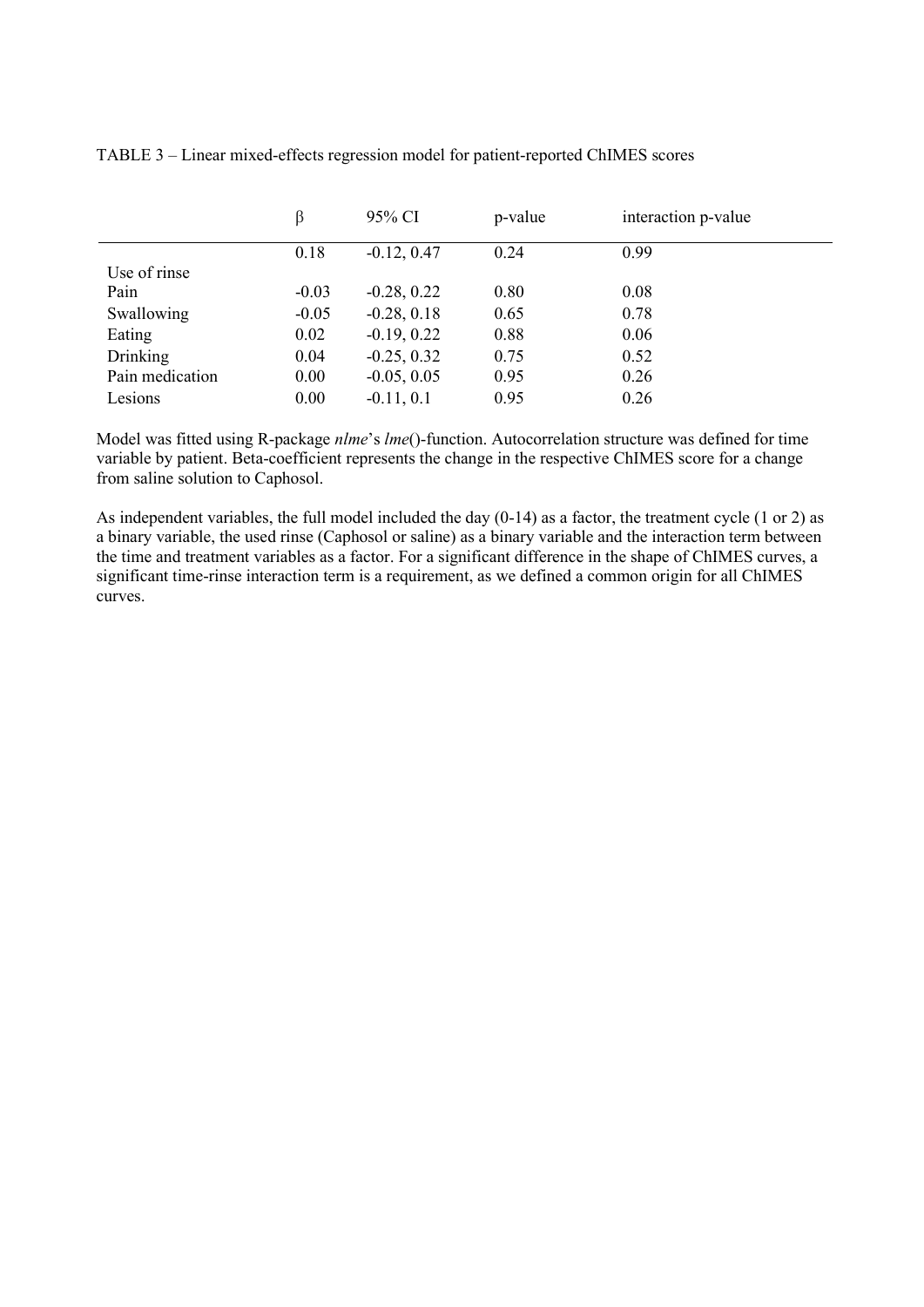TABLE 3 – Linear mixed-effects regression model for patient-reported ChIMES scores

| | β | 95% CI | p-value | interaction p-value |
|---|---|---|---|---|
| | 0.18 | -0.12, 0.47 | 0.24 | 0.99 |
| Use of rinse | | | | |
| Pain | -0.03 | -0.28, 0.22 | 0.80 | 0.08 |
| Swallowing | -0.05 | -0.28, 0.18 | 0.65 | 0.78 |
| Eating | 0.02 | -0.19, 0.22 | 0.88 | 0.06 |
| Drinking | 0.04 | -0.25, 0.32 | 0.75 | 0.52 |
| Pain medication | 0.00 | -0.05, 0.05 | 0.95 | 0.26 |
| Lesions | 0.00 | -0.11, 0.1 | 0.95 | 0.26 |

Model was fitted using R-package *nlme*'s *lme*()-function. Autocorrelation structure was defined for time variable by patient. Beta-coefficient represents the change in the respective ChIMES score for a change from saline solution to Caphosol.

As independent variables, the full model included the day (0-14) as a factor, the treatment cycle (1 or 2) as a binary variable, the used rinse (Caphosol or saline) as a binary variable and the interaction term between the time and treatment variables as a factor. For a significant difference in the shape of ChIMES curves, a significant time-rinse interaction term is a requirement, as we defined a common origin for all ChIMES curves.